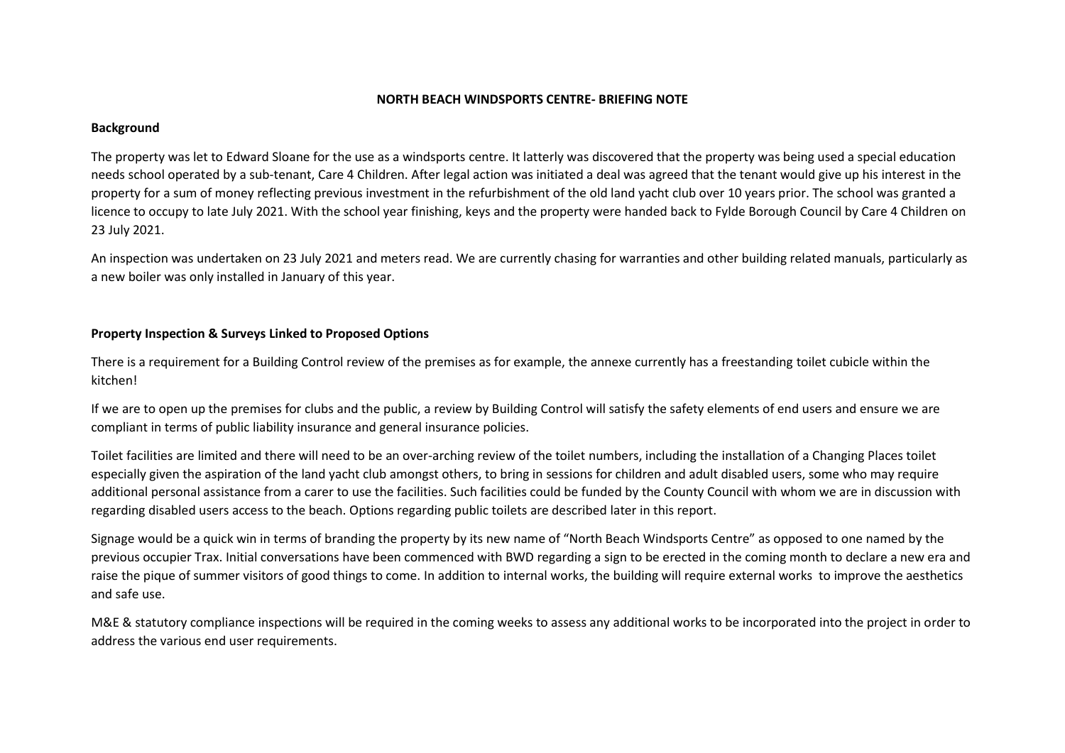**NORTH BEACH WINDSPORTS CENTRE- BRIEFING NOTE**

**Background**

The property was let to Edward Sloane for the use as a windsports centre. It latterly was discovered that the property was being used a special education needs school operated by a sub-tenant, Care 4 Children. After legal action was initiated a deal was agreed that the tenant would give up his interest in the property for a sum of money reflecting previous investment in the refurbishment of the old land yacht club over 10 years prior. The school was granted a licence to occupy to late July 2021. With the school year finishing, keys and the property were handed back to Fylde Borough Council by Care 4 Children on 23 July 2021.

An inspection was undertaken on 23 July 2021 and meters read. We are currently chasing for warranties and other building related manuals, particularly as a new boiler was only installed in January of this year.

**Property Inspection & Surveys Linked to Proposed Options**

There is a requirement for a Building Control review of the premises as for example, the annexe currently has a freestanding toilet cubicle within the kitchen!

If we are to open up the premises for clubs and the public, a review by Building Control will satisfy the safety elements of end users and ensure we are compliant in terms of public liability insurance and general insurance policies.

Toilet facilities are limited and there will need to be an over-arching review of the toilet numbers, including the installation of a Changing Places toilet especially given the aspiration of the land yacht club amongst others, to bring in sessions for children and adult disabled users, some who may require additional personal assistance from a carer to use the facilities. Such facilities could be funded by the County Council with whom we are in discussion with regarding disabled users access to the beach. Options regarding public toilets are described later in this report.

Signage would be a quick win in terms of branding the property by its new name of "North Beach Windsports Centre" as opposed to one named by the previous occupier Trax. Initial conversations have been commenced with BWD regarding a sign to be erected in the coming month to declare a new era and raise the pique of summer visitors of good things to come. In addition to internal works, the building will require external works to improve the aesthetics and safe use.

M&E & statutory compliance inspections will be required in the coming weeks to assess any additional works to be incorporated into the project in order to address the various end user requirements.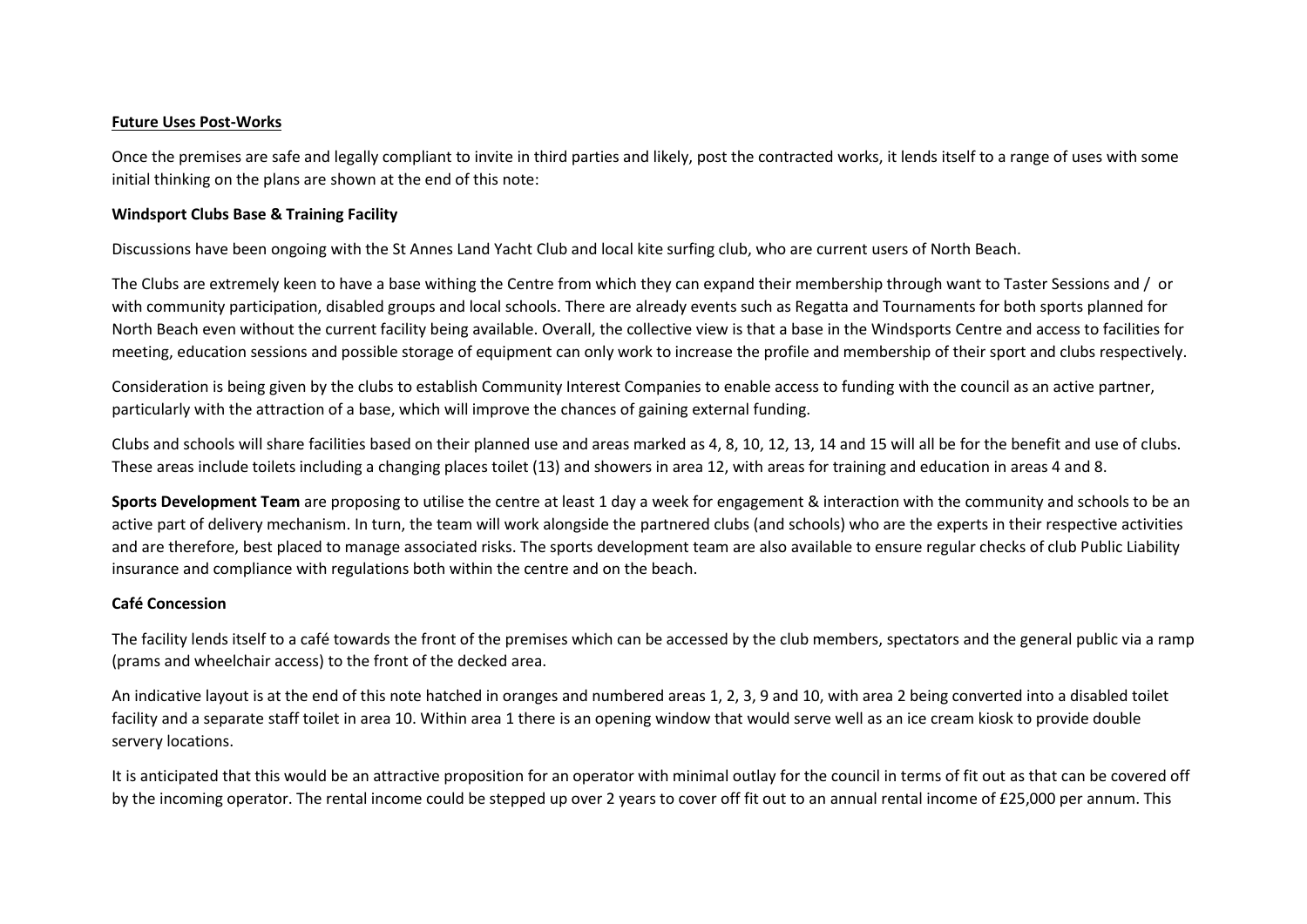**Future Uses Post-Works**

Once the premises are safe and legally compliant to invite in third parties and likely, post the contracted works, it lends itself to a range of uses with some initial thinking on the plans are shown at the end of this note:

**Windsport Clubs Base & Training Facility**

Discussions have been ongoing with the St Annes Land Yacht Club and local kite surfing club, who are current users of North Beach.

The Clubs are extremely keen to have a base withing the Centre from which they can expand their membership through want to Taster Sessions and / or with community participation, disabled groups and local schools. There are already events such as Regatta and Tournaments for both sports planned for North Beach even without the current facility being available. Overall, the collective view is that a base in the Windsports Centre and access to facilities for meeting, education sessions and possible storage of equipment can only work to increase the profile and membership of their sport and clubs respectively.

Consideration is being given by the clubs to establish Community Interest Companies to enable access to funding with the council as an active partner, particularly with the attraction of a base, which will improve the chances of gaining external funding.

Clubs and schools will share facilities based on their planned use and areas marked as 4, 8, 10, 12, 13, 14 and 15 will all be for the benefit and use of clubs. These areas include toilets including a changing places toilet (13) and showers in area 12, with areas for training and education in areas 4 and 8.

**Sports Development Team** are proposing to utilise the centre at least 1 day a week for engagement & interaction with the community and schools to be an active part of delivery mechanism. In turn, the team will work alongside the partnered clubs (and schools) who are the experts in their respective activities and are therefore, best placed to manage associated risks. The sports development team are also available to ensure regular checks of club Public Liability insurance and compliance with regulations both within the centre and on the beach.

**Café Concession**

The facility lends itself to a café towards the front of the premises which can be accessed by the club members, spectators and the general public via a ramp (prams and wheelchair access) to the front of the decked area.

An indicative layout is at the end of this note hatched in oranges and numbered areas 1, 2, 3, 9 and 10, with area 2 being converted into a disabled toilet facility and a separate staff toilet in area 10. Within area 1 there is an opening window that would serve well as an ice cream kiosk to provide double servery locations.

It is anticipated that this would be an attractive proposition for an operator with minimal outlay for the council in terms of fit out as that can be covered off by the incoming operator. The rental income could be stepped up over 2 years to cover off fit out to an annual rental income of £25,000 per annum. This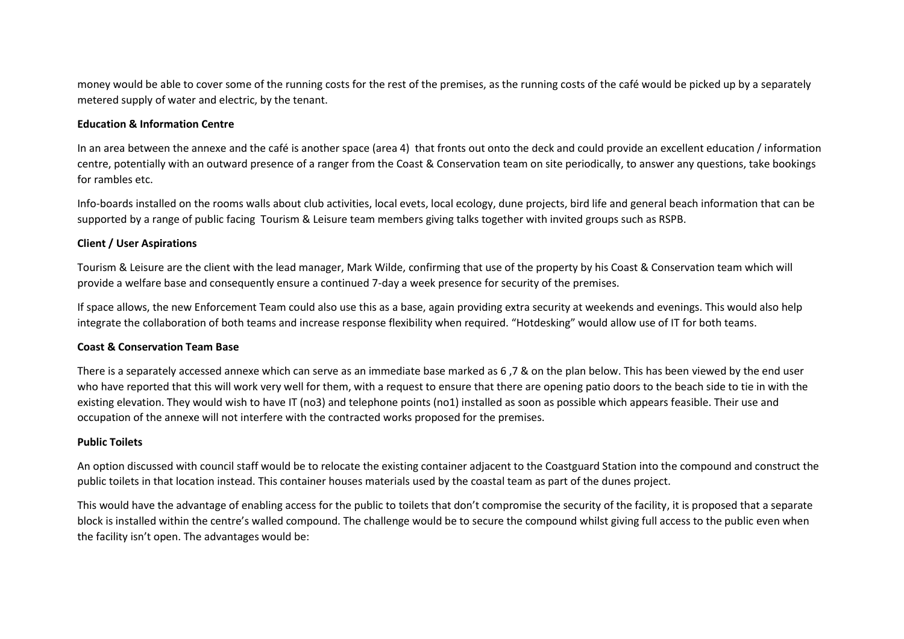money would be able to cover some of the running costs for the rest of the premises, as the running costs of the café would be picked up by a separately metered supply of water and electric, by the tenant.

**Education & Information Centre**

In an area between the annexe and the café is another space (area 4) that fronts out onto the deck and could provide an excellent education / information centre, potentially with an outward presence of a ranger from the Coast & Conservation team on site periodically, to answer any questions, take bookings for rambles etc.

Info-boards installed on the rooms walls about club activities, local evets, local ecology, dune projects, bird life and general beach information that can be supported by a range of public facing Tourism & Leisure team members giving talks together with invited groups such as RSPB.

**Client / User Aspirations**

Tourism & Leisure are the client with the lead manager, Mark Wilde, confirming that use of the property by his Coast & Conservation team which will provide a welfare base and consequently ensure a continued 7-day a week presence for security of the premises.

If space allows, the new Enforcement Team could also use this as a base, again providing extra security at weekends and evenings. This would also help integrate the collaboration of both teams and increase response flexibility when required. "Hotdesking" would allow use of IT for both teams.

**Coast & Conservation Team Base**

There is a separately accessed annexe which can serve as an immediate base marked as 6 ,7 & on the plan below. This has been viewed by the end user who have reported that this will work very well for them, with a request to ensure that there are opening patio doors to the beach side to tie in with the existing elevation. They would wish to have IT (no3) and telephone points (no1) installed as soon as possible which appears feasible. Their use and occupation of the annexe will not interfere with the contracted works proposed for the premises.

**Public Toilets**

An option discussed with council staff would be to relocate the existing container adjacent to the Coastguard Station into the compound and construct the public toilets in that location instead. This container houses materials used by the coastal team as part of the dunes project.

This would have the advantage of enabling access for the public to toilets that don't compromise the security of the facility, it is proposed that a separate block is installed within the centre's walled compound. The challenge would be to secure the compound whilst giving full access to the public even when the facility isn't open. The advantages would be: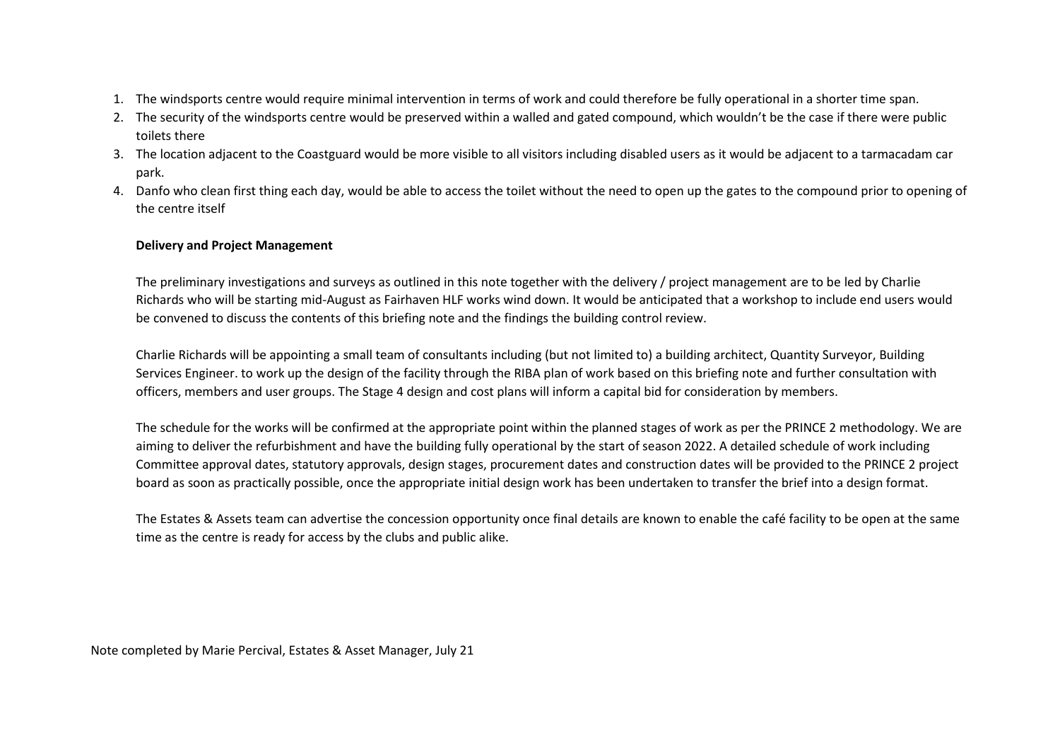1. The windsports centre would require minimal intervention in terms of work and could therefore be fully operational in a shorter time span.
2. The security of the windsports centre would be preserved within a walled and gated compound, which wouldn't be the case if there were public toilets there
3. The location adjacent to the Coastguard would be more visible to all visitors including disabled users as it would be adjacent to a tarmacadam car park.
4. Danfo who clean first thing each day, would be able to access the toilet without the need to open up the gates to the compound prior to opening of the centre itself

**Delivery and Project Management**

The preliminary investigations and surveys as outlined in this note together with the delivery / project management are to be led by Charlie Richards who will be starting mid-August as Fairhaven HLF works wind down. It would be anticipated that a workshop to include end users would be convened to discuss the contents of this briefing note and the findings the building control review.

Charlie Richards will be appointing a small team of consultants including (but not limited to) a building architect, Quantity Surveyor, Building Services Engineer. to work up the design of the facility through the RIBA plan of work based on this briefing note and further consultation with officers, members and user groups. The Stage 4 design and cost plans will inform a capital bid for consideration by members.

The schedule for the works will be confirmed at the appropriate point within the planned stages of work as per the PRINCE 2 methodology. We are aiming to deliver the refurbishment and have the building fully operational by the start of season 2022. A detailed schedule of work including Committee approval dates, statutory approvals, design stages, procurement dates and construction dates will be provided to the PRINCE 2 project board as soon as practically possible, once the appropriate initial design work has been undertaken to transfer the brief into a design format.

The Estates & Assets team can advertise the concession opportunity once final details are known to enable the café facility to be open at the same time as the centre is ready for access by the clubs and public alike.

Note completed by Marie Percival, Estates & Asset Manager, July 21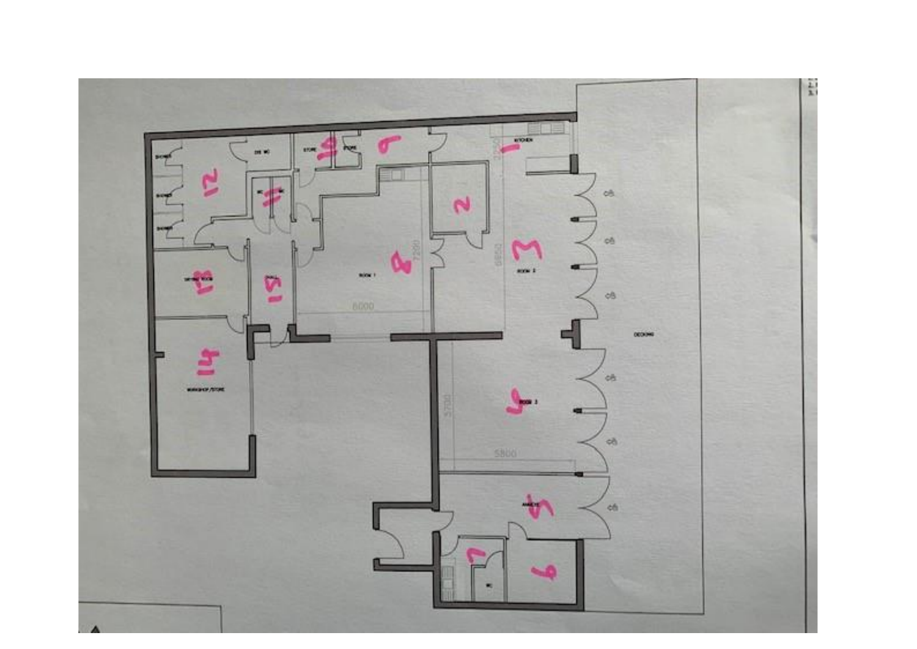SHOWER

SHOWER

SHOWER

12

DIS WC

STORE

10

STORE

9

KITCHEN

1

2500

WC

11

WC

2

8

7200

ROOM 1

6000

6850

3

ROOM 2

DRYING ROOM

13

15

HALL

14

WORKSHOP/STORE

DB

DB

DB

DECKING

DB

DB

5700

4

ROOM 3

5800

ANNEXE

5

DB

7

WC

6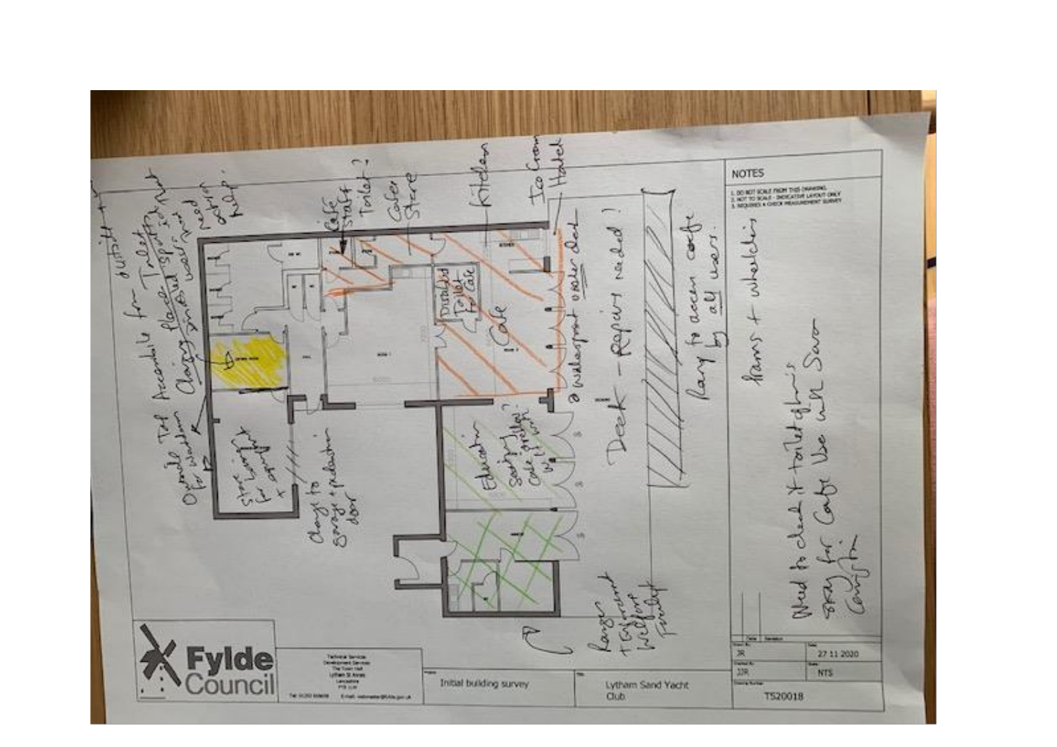NOTES

1. DO NOT SCALE FROM THIS DRAWING
2. NOT TO SCALE - INDICATIVE LAYOUT ONLY
3. REQUIRES A CHECK MEASUREMENT SURVEY

Outside Toil Accessible for outside + Changing Places Toilet for Wardens Sports Net...

Store Lounge for ...

Changes to garage + pedestrian door

Cafe Staff Toilet?

Cafe Store

Kitchen

Ice Cream Hatch

Disabled Toilet for Cafe

Cafe

Waterproof outer deck

Education Seating Cafe overflow?

Deck - Repair needed!

Ramp to access cafe by all users.

Ramps + wheelchairs

Ranger + Enforcement Welfare Facility

Need to check if toilet gloss okay for Cafe Use with Sara Conigliaro

| | |
|---|---|
| Fylde Council | Technical Services, Development Services, The Town Hall, Lytham St Annes, Lancashire, FY8 1LW. Tel: 01253 658658 E-mail: |
| Project | Initial building survey |
| Title | Lytham Sand Yacht Club |
| Drawn By | JR |
| Checked By | JJR |
| Date | 27 11 2020 |
| Scale | NTS |
| Drawing Number | TS20018 |